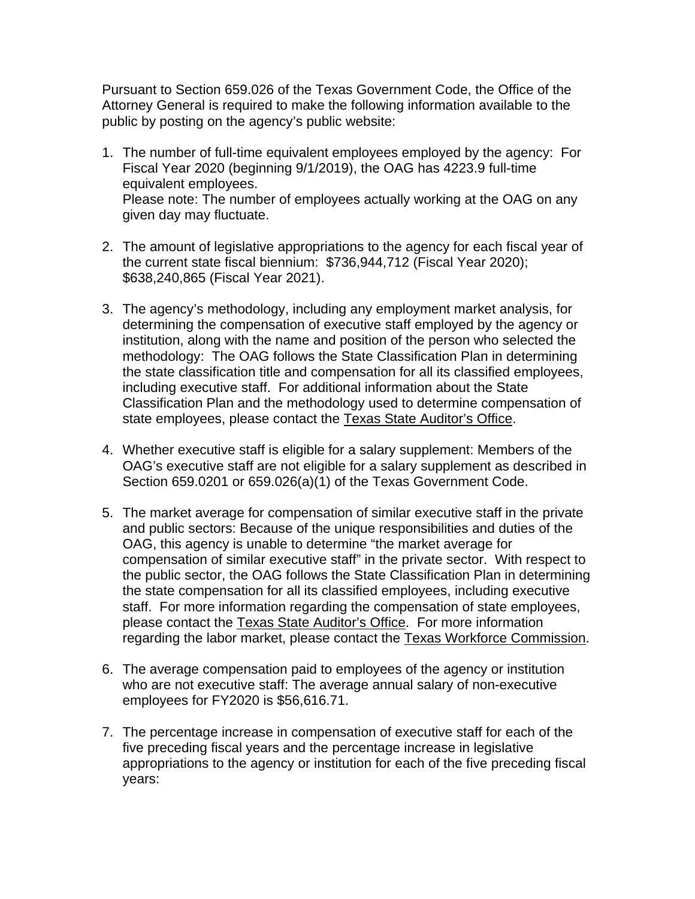Pursuant to Section 659.026 of the Texas Government Code, the Office of the Attorney General is required to make the following information available to the public by posting on the agency's public website:

1. The number of full-time equivalent employees employed by the agency: For Fiscal Year 2020 (beginning 9/1/2019), the OAG has 4223.9 full-time equivalent employees.
   Please note: The number of employees actually working at the OAG on any given day may fluctuate.

2. The amount of legislative appropriations to the agency for each fiscal year of the current state fiscal biennium: $736,944,712 (Fiscal Year 2020); $638,240,865 (Fiscal Year 2021).

3. The agency's methodology, including any employment market analysis, for determining the compensation of executive staff employed by the agency or institution, along with the name and position of the person who selected the methodology: The OAG follows the State Classification Plan in determining the state classification title and compensation for all its classified employees, including executive staff. For additional information about the State Classification Plan and the methodology used to determine compensation of state employees, please contact the Texas State Auditor's Office.

4. Whether executive staff is eligible for a salary supplement: Members of the OAG's executive staff are not eligible for a salary supplement as described in Section 659.0201 or 659.026(a)(1) of the Texas Government Code.

5. The market average for compensation of similar executive staff in the private and public sectors: Because of the unique responsibilities and duties of the OAG, this agency is unable to determine "the market average for compensation of similar executive staff" in the private sector. With respect to the public sector, the OAG follows the State Classification Plan in determining the state compensation for all its classified employees, including executive staff. For more information regarding the compensation of state employees, please contact the Texas State Auditor's Office. For more information regarding the labor market, please contact the Texas Workforce Commission.

6. The average compensation paid to employees of the agency or institution who are not executive staff: The average annual salary of non-executive employees for FY2020 is $56,616.71.

7. The percentage increase in compensation of executive staff for each of the five preceding fiscal years and the percentage increase in legislative appropriations to the agency or institution for each of the five preceding fiscal years: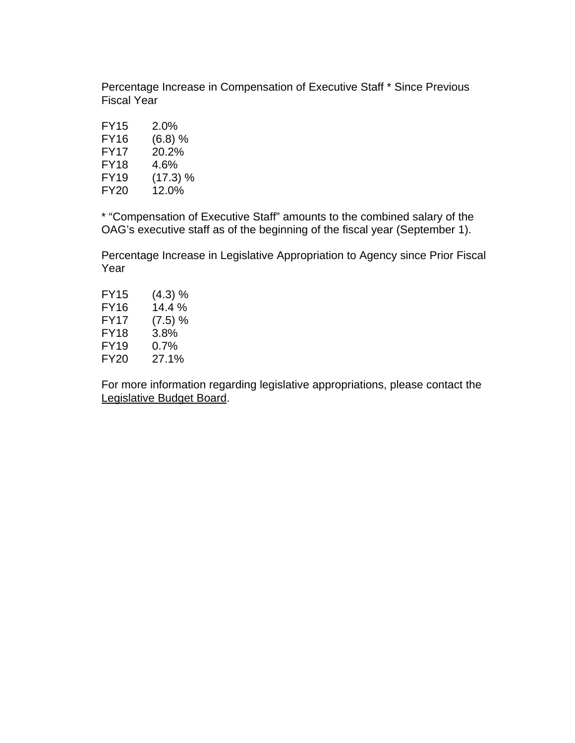Percentage Increase in Compensation of Executive Staff * Since Previous Fiscal Year

| | |
|---|---|
| FY15 | 2.0% |
| FY16 | (6.8) % |
| FY17 | 20.2% |
| FY18 | 4.6% |
| FY19 | (17.3) % |
| FY20 | 12.0% |

* “Compensation of Executive Staff” amounts to the combined salary of the OAG’s executive staff as of the beginning of the fiscal year (September 1).

Percentage Increase in Legislative Appropriation to Agency since Prior Fiscal Year

| | |
|---|---|
| FY15 | (4.3) % |
| FY16 | 14.4 % |
| FY17 | (7.5) % |
| FY18 | 3.8% |
| FY19 | 0.7% |
| FY20 | 27.1% |

For more information regarding legislative appropriations, please contact the Legislative Budget Board.